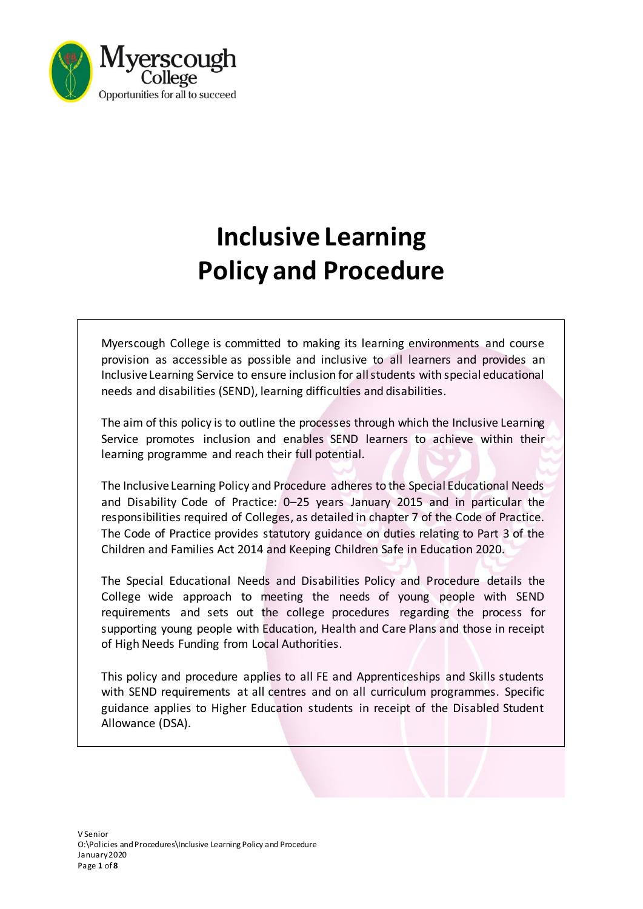# Inclusive Learning Policy and Procedure

Myerscough College is committed to making its learning environments and course provision as accessible as possible and inclusive to all learners and provides an Inclusive Learning Service to ensure inclusion for all students with special educational needs and disabilities (SEND), learning difficulties and disabilities.

The aim of this policy is to outline the processes through which the Inclusive Learning Service promotes inclusion and enables SEND learners to achieve within their learning programme and reach their full potential.

The Inclusive Learning Policy and Procedure adheres to the Special Educational Needs and Disability Code of Practice: 0–25 years January 2015 and in particular the responsibilities required of Colleges, as detailed in chapter 7 of the Code of Practice. The Code of Practice provides statutory guidance on duties relating to Part 3 of the Children and Families Act 2014 and Keeping Children Safe in Education 2020.

The Special Educational Needs and Disabilities Policy and Procedure details the College wide approach to meeting the needs of young people with SEND requirements and sets out the college procedures regarding the process for supporting young people with Education, Health and Care Plans and those in receipt of High Needs Funding from Local Authorities.

This policy and procedure applies to all FE and Apprenticeships and Skills students with SEND requirements at all centres and on all curriculum programmes. Specific guidance applies to Higher Education students in receipt of the Disabled Student Allowance (DSA).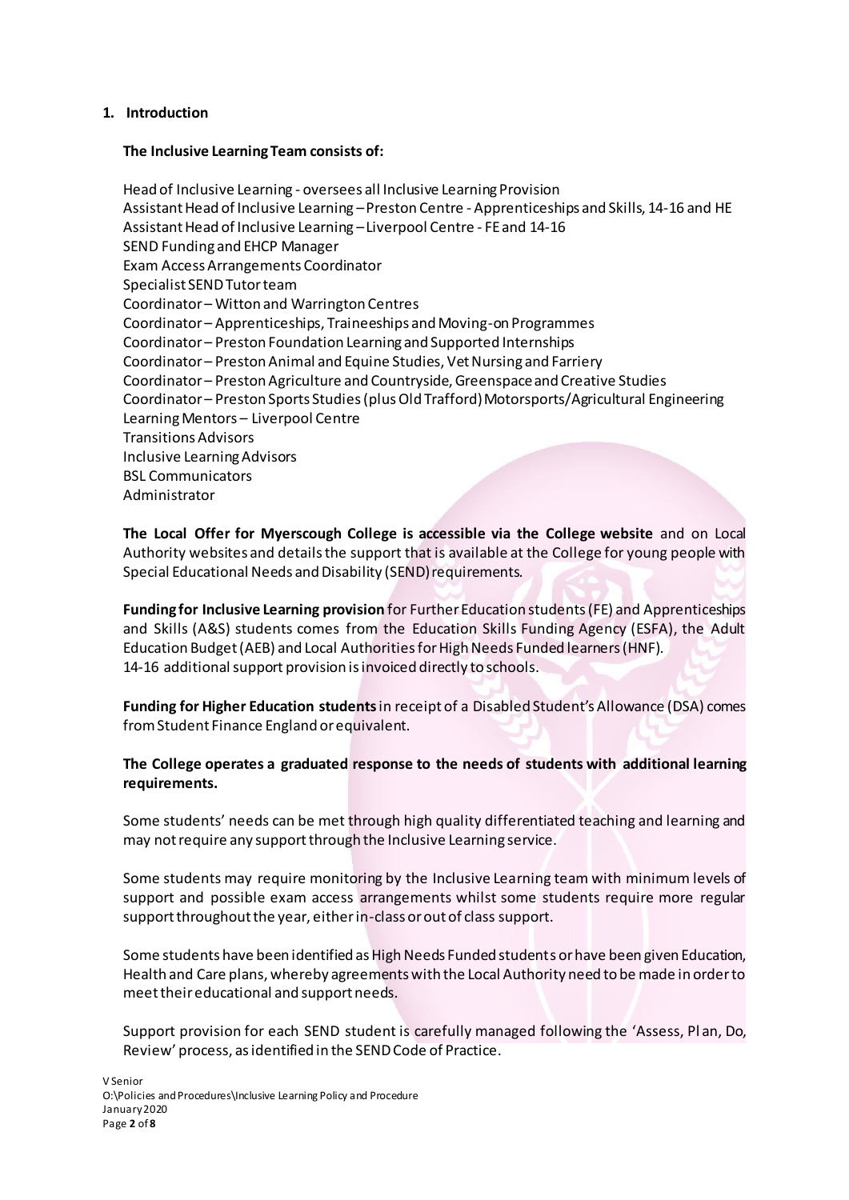## 1. Introduction

**The Inclusive Learning Team consists of:**

Head of Inclusive Learning - oversees all Inclusive Learning Provision
Assistant Head of Inclusive Learning – Preston Centre - Apprenticeships and Skills, 14-16 and HE
Assistant Head of Inclusive Learning – Liverpool Centre - FE and 14-16
SEND Funding and EHCP Manager
Exam Access Arrangements Coordinator
Specialist SEND Tutor team
Coordinator – Witton and Warrington Centres
Coordinator – Apprenticeships, Traineeships and Moving-on Programmes
Coordinator – Preston Foundation Learning and Supported Internships
Coordinator – Preston Animal and Equine Studies, Vet Nursing and Farriery
Coordinator – Preston Agriculture and Countryside, Greenspace and Creative Studies
Coordinator – Preston Sports Studies (plus Old Trafford) Motorsports/Agricultural Engineering
Learning Mentors – Liverpool Centre
Transitions Advisors
Inclusive Learning Advisors
BSL Communicators
Administrator

**The Local Offer for Myerscough College is accessible via the College website** and on Local Authority websites and details the support that is available at the College for young people with Special Educational Needs and Disability (SEND) requirements.

**Funding for Inclusive Learning provision** for Further Education students (FE) and Apprenticeships and Skills (A&S) students comes from the Education Skills Funding Agency (ESFA), the Adult Education Budget (AEB) and Local Authorities for High Needs Funded learners (HNF). 14-16 additional support provision is invoiced directly to schools.

**Funding for Higher Education students** in receipt of a Disabled Student's Allowance (DSA) comes from Student Finance England or equivalent.

**The College operates a graduated response to the needs of students with additional learning requirements.**

Some students' needs can be met through high quality differentiated teaching and learning and may not require any support through the Inclusive Learning service.

Some students may require monitoring by the Inclusive Learning team with minimum levels of support and possible exam access arrangements whilst some students require more regular support throughout the year, either in-class or out of class support.

Some students have been identified as High Needs Funded students or have been given Education, Health and Care plans, whereby agreements with the Local Authority need to be made in order to meet their educational and support needs.

Support provision for each SEND student is carefully managed following the 'Assess, Plan, Do, Review' process, as identified in the SEND Code of Practice.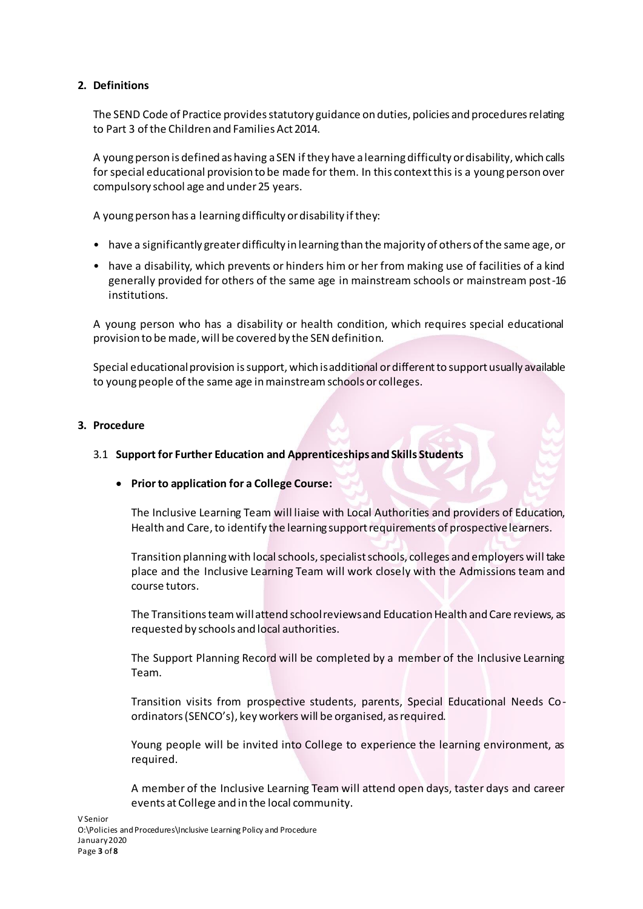## 2. Definitions

The SEND Code of Practice provides statutory guidance on duties, policies and procedures relating to Part 3 of the Children and Families Act 2014.

A young person is defined as having a SEN if they have a learning difficulty or disability, which calls for special educational provision to be made for them. In this context this is a young person over compulsory school age and under 25 years.

A young person has a learning difficulty or disability if they:

- have a significantly greater difficulty in learning than the majority of others of the same age, or
- have a disability, which prevents or hinders him or her from making use of facilities of a kind generally provided for others of the same age in mainstream schools or mainstream post-16 institutions.

A young person who has a disability or health condition, which requires special educational provision to be made, will be covered by the SEN definition.

Special educational provision is support, which is additional or different to support usually available to young people of the same age in mainstream schools or colleges.

## 3. Procedure

### 3.1 Support for Further Education and Apprenticeships and Skills Students

- **Prior to application for a College Course:**

  The Inclusive Learning Team will liaise with Local Authorities and providers of Education, Health and Care, to identify the learning support requirements of prospective learners.

  Transition planning with local schools, specialist schools, colleges and employers will take place and the Inclusive Learning Team will work closely with the Admissions team and course tutors.

  The Transitions team will attend school reviews and Education Health and Care reviews, as requested by schools and local authorities.

  The Support Planning Record will be completed by a member of the Inclusive Learning Team.

  Transition visits from prospective students, parents, Special Educational Needs Co-ordinators (SENCO's), key workers will be organised, as required.

  Young people will be invited into College to experience the learning environment, as required.

  A member of the Inclusive Learning Team will attend open days, taster days and career events at College and in the local community.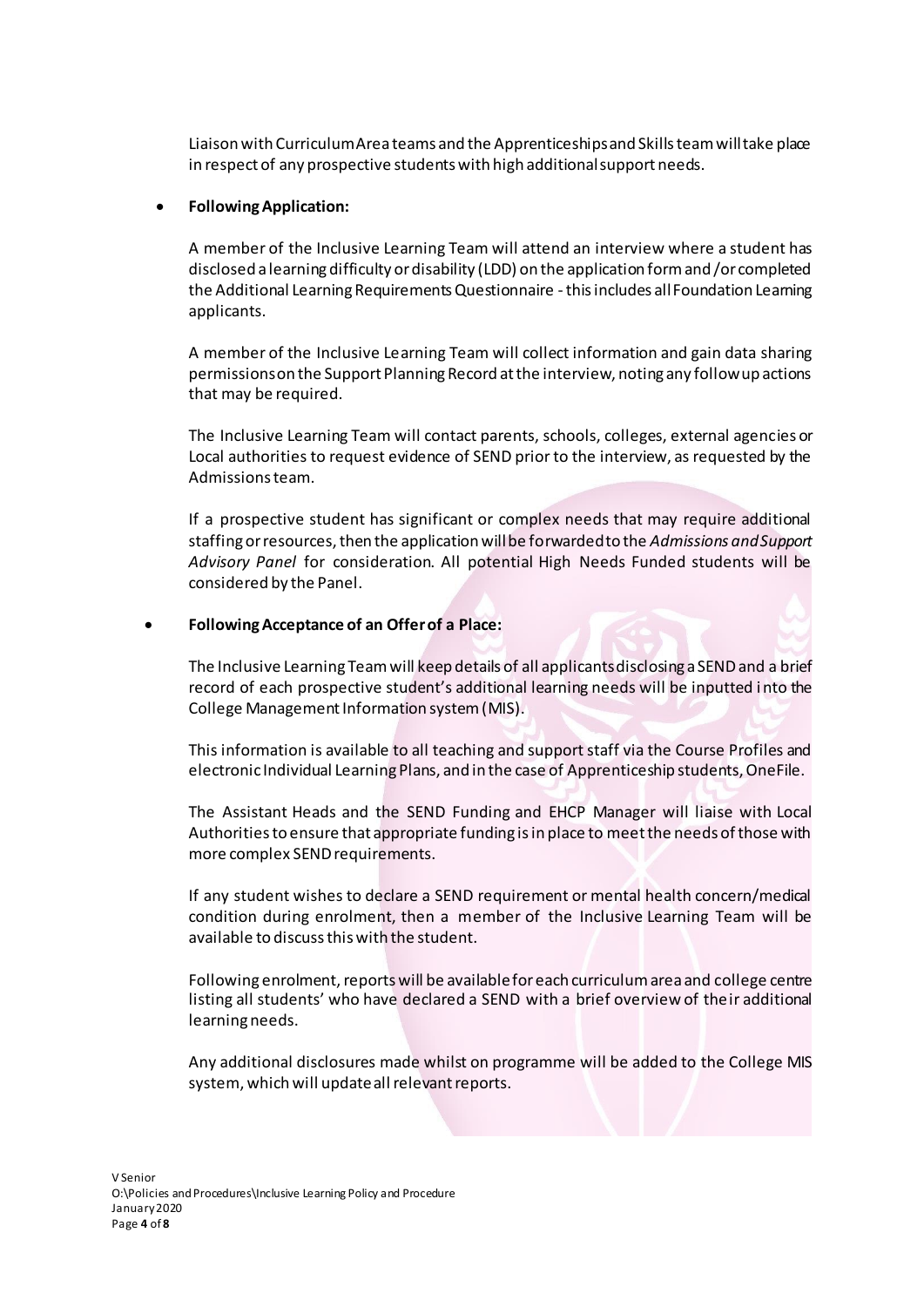Liaison with Curriculum Area teams and the Apprenticeships and Skills team will take place in respect of any prospective students with high additional support needs.

- **Following Application:**

  A member of the Inclusive Learning Team will attend an interview where a student has disclosed a learning difficulty or disability (LDD) on the application form and /or completed the Additional Learning Requirements Questionnaire - this includes all Foundation Learning applicants.

  A member of the Inclusive Learning Team will collect information and gain data sharing permissions on the Support Planning Record at the interview, noting any follow up actions that may be required.

  The Inclusive Learning Team will contact parents, schools, colleges, external agencies or Local authorities to request evidence of SEND prior to the interview, as requested by the Admissions team.

  If a prospective student has significant or complex needs that may require additional staffing or resources, then the application will be forwarded to the *Admissions and Support Advisory Panel* for consideration. All potential High Needs Funded students will be considered by the Panel.

- **Following Acceptance of an Offer of a Place:**

  The Inclusive Learning Team will keep details of all applicants disclosing a SEND and a brief record of each prospective student's additional learning needs will be inputted into the College Management Information system (MIS).

  This information is available to all teaching and support staff via the Course Profiles and electronic Individual Learning Plans, and in the case of Apprenticeship students, OneFile.

  The Assistant Heads and the SEND Funding and EHCP Manager will liaise with Local Authorities to ensure that appropriate funding is in place to meet the needs of those with more complex SEND requirements.

  If any student wishes to declare a SEND requirement or mental health concern/medical condition during enrolment, then a member of the Inclusive Learning Team will be available to discuss this with the student.

  Following enrolment, reports will be available for each curriculum area and college centre listing all students' who have declared a SEND with a brief overview of their additional learning needs.

  Any additional disclosures made whilst on programme will be added to the College MIS system, which will update all relevant reports.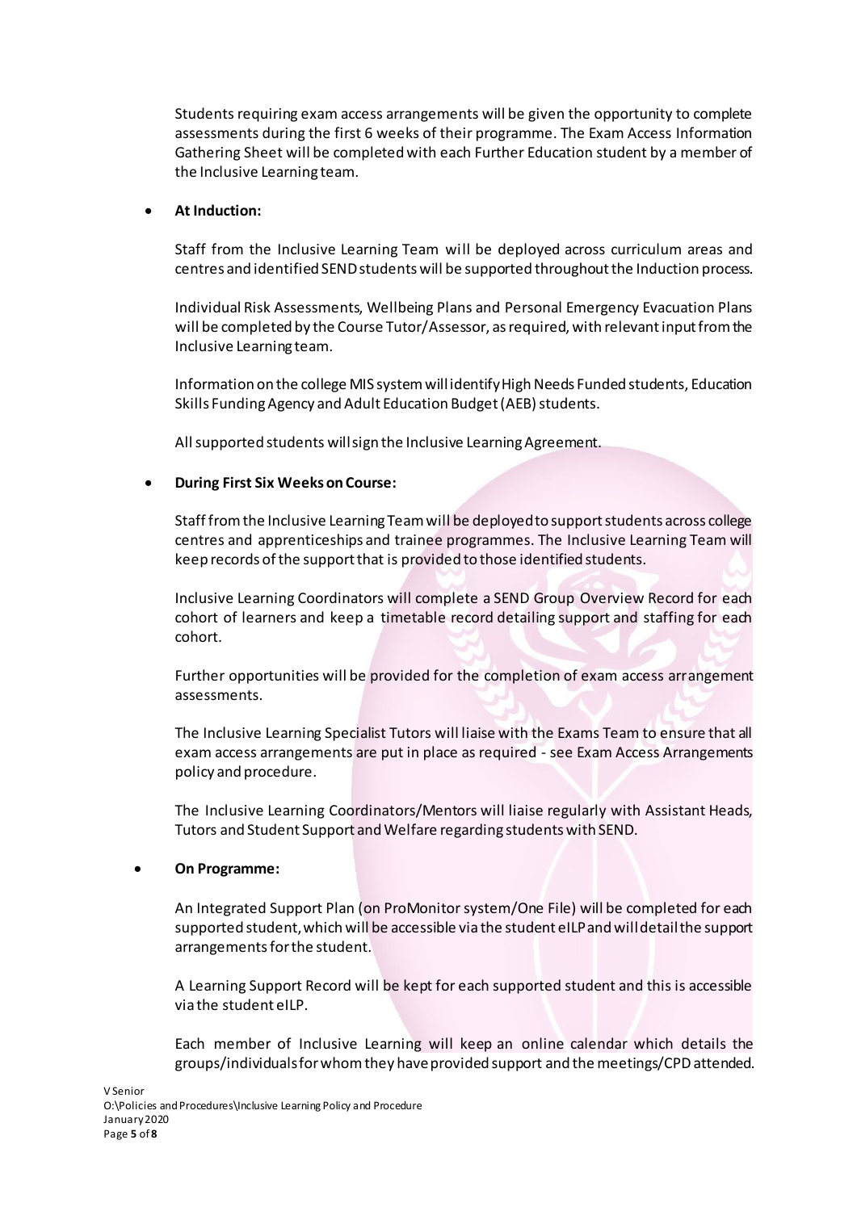Students requiring exam access arrangements will be given the opportunity to complete assessments during the first 6 weeks of their programme. The Exam Access Information Gathering Sheet will be completed with each Further Education student by a member of the Inclusive Learning team.

- **At Induction:**

  Staff from the Inclusive Learning Team will be deployed across curriculum areas and centres and identified SEND students will be supported throughout the Induction process.

  Individual Risk Assessments, Wellbeing Plans and Personal Emergency Evacuation Plans will be completed by the Course Tutor/Assessor, as required, with relevant input from the Inclusive Learning team.

  Information on the college MIS system will identify High Needs Funded students, Education Skills Funding Agency and Adult Education Budget (AEB) students.

  All supported students will sign the Inclusive Learning Agreement.

- **During First Six Weeks on Course:**

  Staff from the Inclusive Learning Team will be deployed to support students across college centres and apprenticeships and trainee programmes. The Inclusive Learning Team will keep records of the support that is provided to those identified students.

  Inclusive Learning Coordinators will complete a SEND Group Overview Record for each cohort of learners and keep a timetable record detailing support and staffing for each cohort.

  Further opportunities will be provided for the completion of exam access arrangement assessments.

  The Inclusive Learning Specialist Tutors will liaise with the Exams Team to ensure that all exam access arrangements are put in place as required - see Exam Access Arrangements policy and procedure.

  The Inclusive Learning Coordinators/Mentors will liaise regularly with Assistant Heads, Tutors and Student Support and Welfare regarding students with SEND.

- **On Programme:**

  An Integrated Support Plan (on ProMonitor system/One File) will be completed for each supported student, which will be accessible via the student eILP and will detail the support arrangements for the student.

  A Learning Support Record will be kept for each supported student and this is accessible via the student eILP.

  Each member of Inclusive Learning will keep an online calendar which details the groups/individuals for whom they have provided support and the meetings/CPD attended.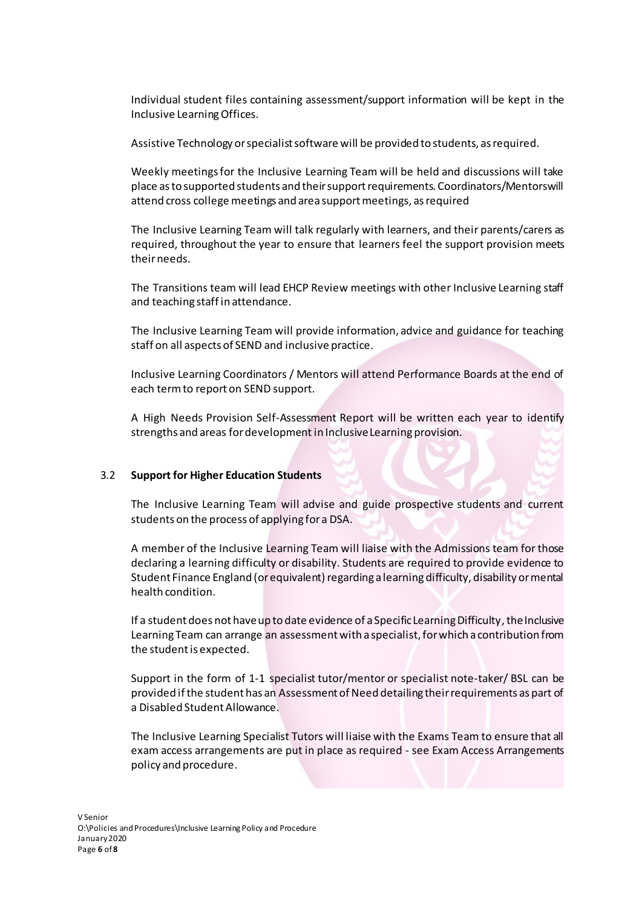Individual student files containing assessment/support information will be kept in the Inclusive Learning Offices.

Assistive Technology or specialist software will be provided to students, as required.

Weekly meetings for the Inclusive Learning Team will be held and discussions will take place as to supported students and their support requirements. Coordinators/Mentorswill attend cross college meetings and area support meetings, as required

The Inclusive Learning Team will talk regularly with learners, and their parents/carers as required, throughout the year to ensure that learners feel the support provision meets their needs.

The Transitions team will lead EHCP Review meetings with other Inclusive Learning staff and teaching staff in attendance.

The Inclusive Learning Team will provide information, advice and guidance for teaching staff on all aspects of SEND and inclusive practice.

Inclusive Learning Coordinators / Mentors will attend Performance Boards at the end of each term to report on SEND support.

A High Needs Provision Self-Assessment Report will be written each year to identify strengths and areas for development in Inclusive Learning provision.

### 3.2 **Support for Higher Education Students**

The Inclusive Learning Team will advise and guide prospective students and current students on the process of applying for a DSA.

A member of the Inclusive Learning Team will liaise with the Admissions team for those declaring a learning difficulty or disability. Students are required to provide evidence to Student Finance England (or equivalent) regarding a learning difficulty, disability or mental health condition.

If a student does not have up to date evidence of a Specific Learning Difficulty, the Inclusive Learning Team can arrange an assessment with a specialist, for which a contribution from the student is expected.

Support in the form of 1-1 specialist tutor/mentor or specialist note-taker/ BSL can be provided if the student has an Assessment of Need detailing their requirements as part of a Disabled Student Allowance.

The Inclusive Learning Specialist Tutors will liaise with the Exams Team to ensure that all exam access arrangements are put in place as required - see Exam Access Arrangements policy and procedure.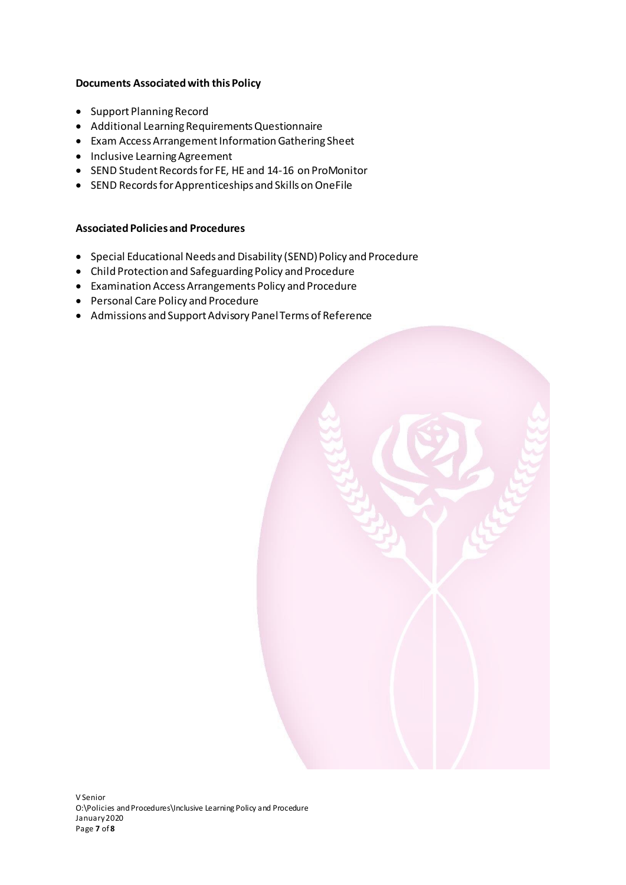**Documents Associated with this Policy**

- Support Planning Record
- Additional Learning Requirements Questionnaire
- Exam Access Arrangement Information Gathering Sheet
- Inclusive Learning Agreement
- SEND Student Records for FE, HE and 14-16 on ProMonitor
- SEND Records for Apprenticeships and Skills on OneFile

**Associated Policies and Procedures**

- Special Educational Needs and Disability (SEND) Policy and Procedure
- Child Protection and Safeguarding Policy and Procedure
- Examination Access Arrangements Policy and Procedure
- Personal Care Policy and Procedure
- Admissions and Support Advisory Panel Terms of Reference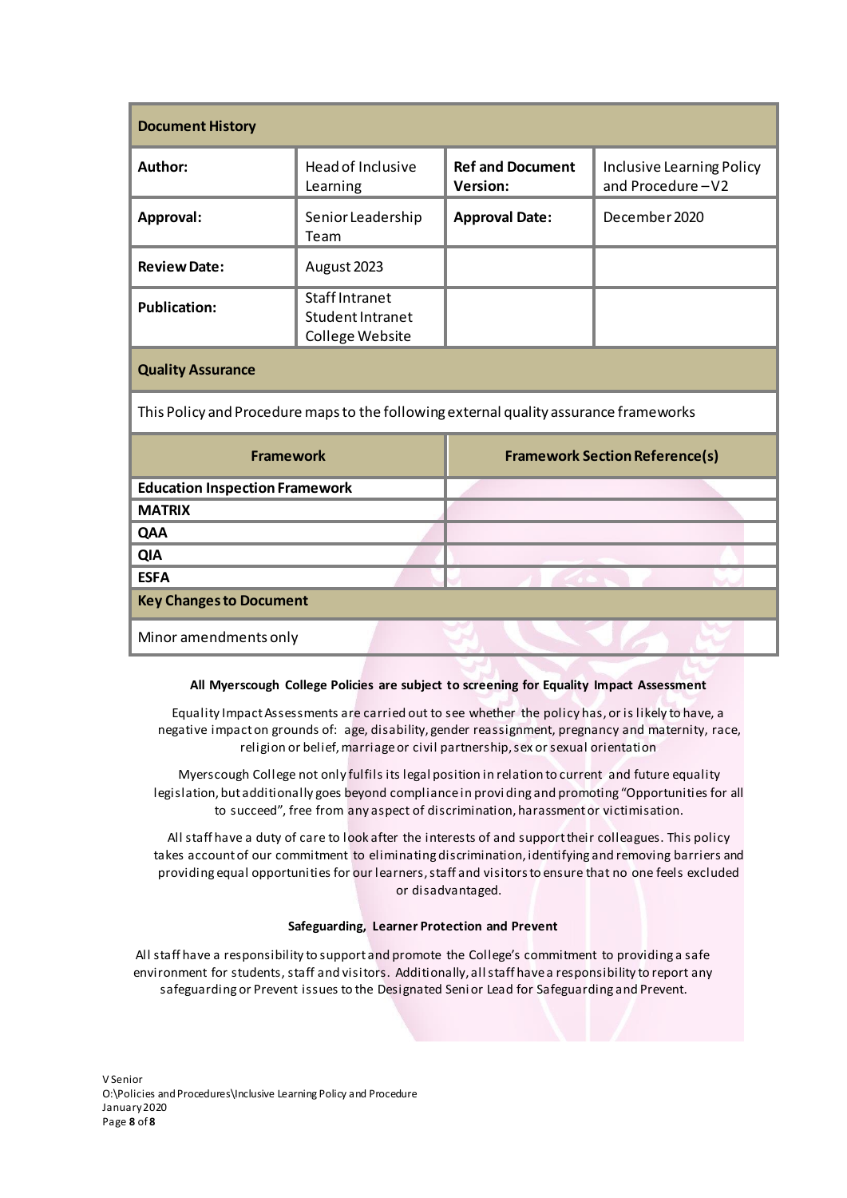| Document History | | | |
|---|---|---|---|
| **Author:** | Head of Inclusive Learning | **Ref and Document Version:** | Inclusive Learning Policy and Procedure – V2 |
| **Approval:** | Senior Leadership Team | **Approval Date:** | December 2020 |
| **Review Date:** | August 2023 | | |
| **Publication:** | Staff Intranet<br>Student Intranet<br>College Website | | |

**Quality Assurance**

This Policy and Procedure maps to the following external quality assurance frameworks

| Framework | Framework Section Reference(s) |
|---|---|
| **Education Inspection Framework** | |
| **MATRIX** | |
| **QAA** | |
| **QIA** | |
| **ESFA** | |

**Key Changes to Document**

Minor amendments only

**All Myerscough College Policies are subject to screening for Equality Impact Assessment**

Equality Impact Assessments are carried out to see whether the policy has, or is likely to have, a negative impact on grounds of: age, disability, gender reassignment, pregnancy and maternity, race, religion or belief, marriage or civil partnership, sex or sexual orientation

Myerscough College not only fulfils its legal position in relation to current and future equality legislation, but additionally goes beyond compliance in providing and promoting "Opportunities for all to succeed", free from any aspect of discrimination, harassment or victimisation.

All staff have a duty of care to look after the interests of and support their colleagues. This policy takes account of our commitment to eliminating discrimination, identifying and removing barriers and providing equal opportunities for our learners, staff and visitors to ensure that no one feels excluded or disadvantaged.

**Safeguarding, Learner Protection and Prevent**

All staff have a responsibility to support and promote the College's commitment to providing a safe environment for students, staff and visitors. Additionally, all staff have a responsibility to report any safeguarding or Prevent issues to the Designated Senior Lead for Safeguarding and Prevent.